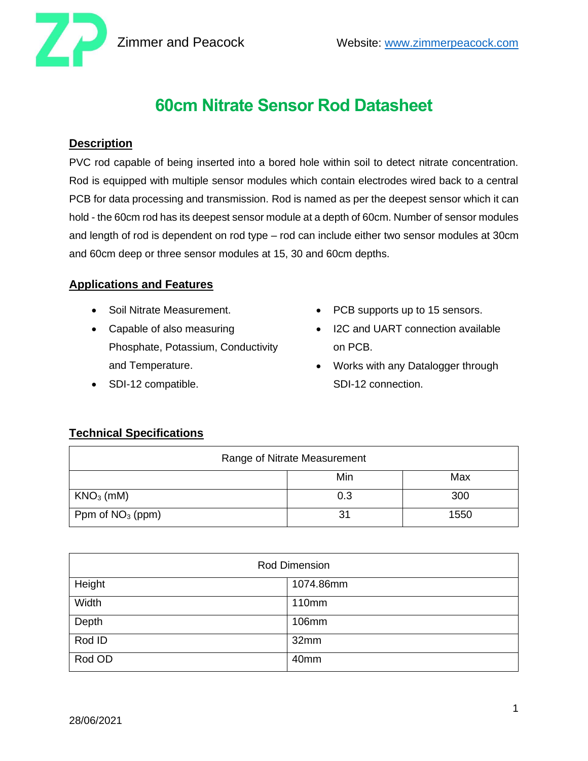Zimmer and Peacock

Website: [www.zimmerpeacock.com](http://www.zimmerpeacock.com)

# 60cm Nitrate Sensor Rod Datasheet

## Description

PVC rod capable of being inserted into a bored hole within soil to detect nitrate concentration. Rod is equipped with multiple sensor modules which contain electrodes wired back to a central PCB for data processing and transmission. Rod is named as per the deepest sensor which it can hold - the 60cm rod has its deepest sensor module at a depth of 60cm. Number of sensor modules and length of rod is dependent on rod type – rod can include either two sensor modules at 30cm and 60cm deep or three sensor modules at 15, 30 and 60cm depths.

## Applications and Features

- Soil Nitrate Measurement.
- Capable of also measuring Phosphate, Potassium, Conductivity and Temperature.
- SDI-12 compatible.
- PCB supports up to 15 sensors.
- I2C and UART connection available on PCB.
- Works with any Datalogger through SDI-12 connection.

## Technical Specifications

| Range of Nitrate Measurement | | |
|---|---|---|
| | Min | Max |
| $KNO_3$ (mM) | 0.3 | 300 |
| Ppm of $NO_3$ (ppm) | 31 | 1550 |

| Rod Dimension | |
|---|---|
| Height | 1074.86mm |
| Width | 110mm |
| Depth | 106mm |
| Rod ID | 32mm |
| Rod OD | 40mm |

28/06/2021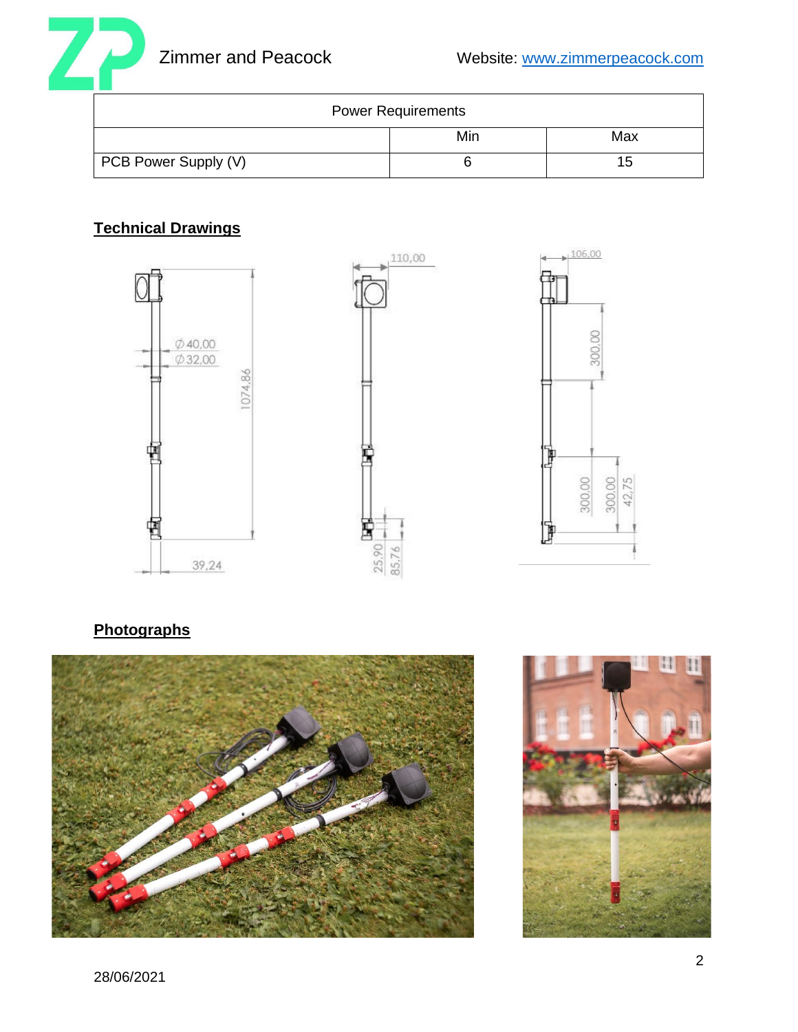| Power Requirements | | |
|---|---|---|
| | Min | Max |
| PCB Power Supply (V) | 6 | 15 |

**Technical Drawings**

∅40,00
∅32,00
1074,86
39,24

110,00
25,90
85,76

106,00
300,00
300,00
300,00
42,75

**Photographs**

28/06/2021